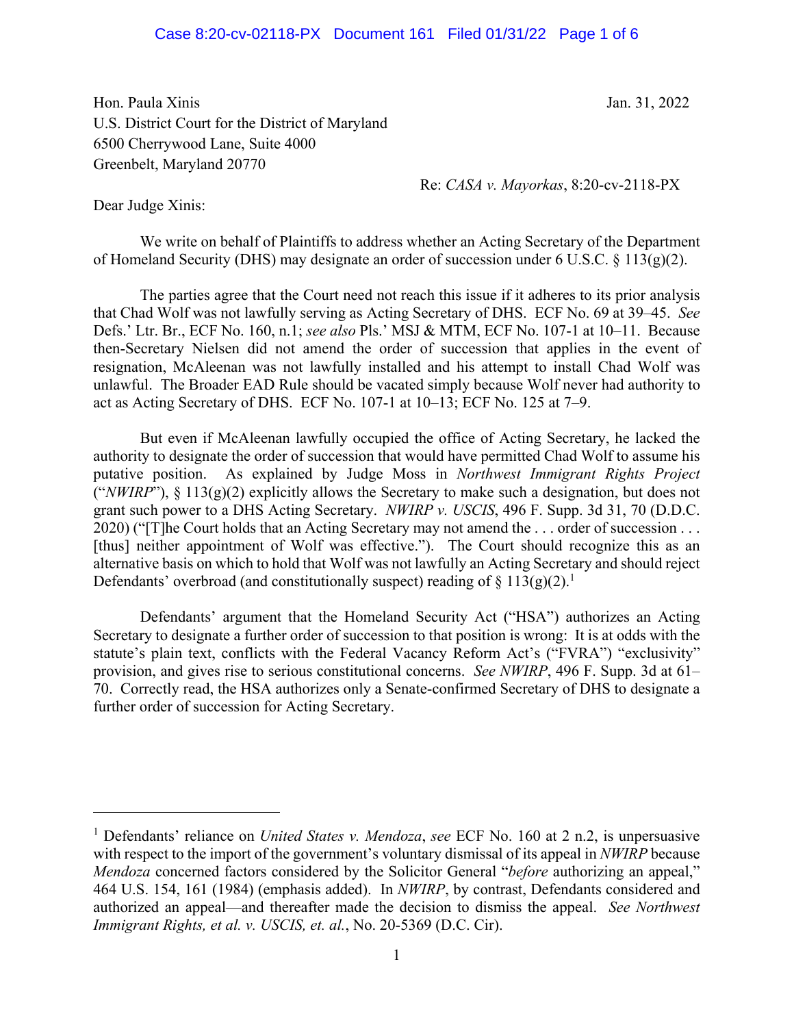Hon. Paula Xinis  
U.S. District Court for the District of Maryland  
6500 Cherrywood Lane, Suite 4000  
Greenbelt, Maryland 20770

Jan. 31, 2022

Re: *CASA v. Mayorkas*, 8:20-cv-2118-PX

Dear Judge Xinis:

We write on behalf of Plaintiffs to address whether an Acting Secretary of the Department of Homeland Security (DHS) may designate an order of succession under 6 U.S.C. § 113(g)(2).

The parties agree that the Court need not reach this issue if it adheres to its prior analysis that Chad Wolf was not lawfully serving as Acting Secretary of DHS. ECF No. 69 at 39–45. *See* Defs.' Ltr. Br., ECF No. 160, n.1; *see also* Pls.' MSJ & MTM, ECF No. 107-1 at 10–11. Because then-Secretary Nielsen did not amend the order of succession that applies in the event of resignation, McAleenan was not lawfully installed and his attempt to install Chad Wolf was unlawful. The Broader EAD Rule should be vacated simply because Wolf never had authority to act as Acting Secretary of DHS. ECF No. 107-1 at 10–13; ECF No. 125 at 7–9.

But even if McAleenan lawfully occupied the office of Acting Secretary, he lacked the authority to designate the order of succession that would have permitted Chad Wolf to assume his putative position. As explained by Judge Moss in *Northwest Immigrant Rights Project* ("*NWIRP*"), § 113(g)(2) explicitly allows the Secretary to make such a designation, but does not grant such power to a DHS Acting Secretary. *NWIRP v. USCIS*, 496 F. Supp. 3d 31, 70 (D.D.C. 2020) ("[T]he Court holds that an Acting Secretary may not amend the . . . order of succession . . . [thus] neither appointment of Wolf was effective."). The Court should recognize this as an alternative basis on which to hold that Wolf was not lawfully an Acting Secretary and should reject Defendants' overbroad (and constitutionally suspect) reading of § 113(g)(2).[1]

Defendants' argument that the Homeland Security Act ("HSA") authorizes an Acting Secretary to designate a further order of succession to that position is wrong: It is at odds with the statute's plain text, conflicts with the Federal Vacancy Reform Act's ("FVRA") "exclusivity" provision, and gives rise to serious constitutional concerns. *See NWIRP*, 496 F. Supp. 3d at 61–70. Correctly read, the HSA authorizes only a Senate-confirmed Secretary of DHS to designate a further order of succession for Acting Secretary.

---

[1] Defendants' reliance on *United States v. Mendoza*, *see* ECF No. 160 at 2 n.2, is unpersuasive with respect to the import of the government's voluntary dismissal of its appeal in *NWIRP* because *Mendoza* concerned factors considered by the Solicitor General "*before* authorizing an appeal," 464 U.S. 154, 161 (1984) (emphasis added). In *NWIRP*, by contrast, Defendants considered and authorized an appeal—and thereafter made the decision to dismiss the appeal. *See Northwest Immigrant Rights, et al. v. USCIS, et. al.*, No. 20-5369 (D.C. Cir).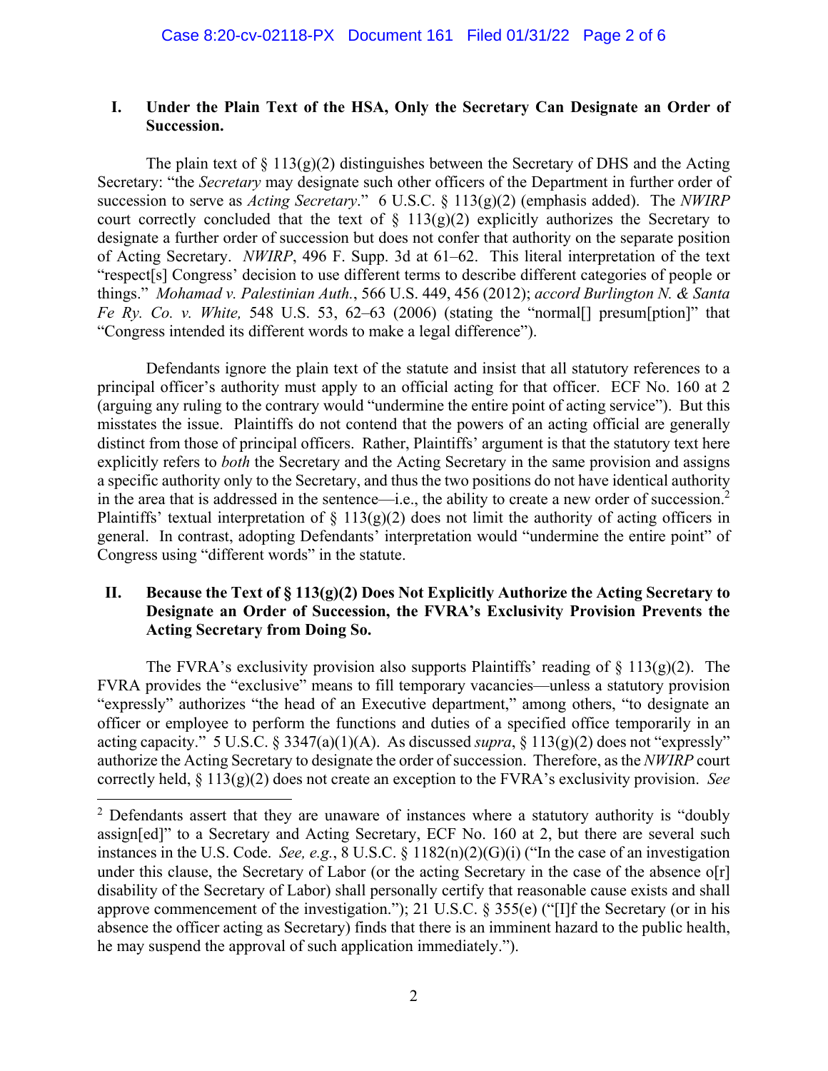## I. Under the Plain Text of the HSA, Only the Secretary Can Designate an Order of Succession.

The plain text of § 113(g)(2) distinguishes between the Secretary of DHS and the Acting Secretary: "the *Secretary* may designate such other officers of the Department in further order of succession to serve as *Acting Secretary*." 6 U.S.C. § 113(g)(2) (emphasis added). The *NWIRP* court correctly concluded that the text of § 113(g)(2) explicitly authorizes the Secretary to designate a further order of succession but does not confer that authority on the separate position of Acting Secretary. *NWIRP*, 496 F. Supp. 3d at 61–62. This literal interpretation of the text "respect[s] Congress' decision to use different terms to describe different categories of people or things." *Mohamad v. Palestinian Auth.*, 566 U.S. 449, 456 (2012); *accord Burlington N. & Santa Fe Ry. Co. v. White,* 548 U.S. 53, 62–63 (2006) (stating the "normal[] presum[ption]" that "Congress intended its different words to make a legal difference").

Defendants ignore the plain text of the statute and insist that all statutory references to a principal officer's authority must apply to an official acting for that officer. ECF No. 160 at 2 (arguing any ruling to the contrary would "undermine the entire point of acting service"). But this misstates the issue. Plaintiffs do not contend that the powers of an acting official are generally distinct from those of principal officers. Rather, Plaintiffs' argument is that the statutory text here explicitly refers to *both* the Secretary and the Acting Secretary in the same provision and assigns a specific authority only to the Secretary, and thus the two positions do not have identical authority in the area that is addressed in the sentence—i.e., the ability to create a new order of succession.[2] Plaintiffs' textual interpretation of § 113(g)(2) does not limit the authority of acting officers in general. In contrast, adopting Defendants' interpretation would "undermine the entire point" of Congress using "different words" in the statute.

## II. Because the Text of § 113(g)(2) Does Not Explicitly Authorize the Acting Secretary to Designate an Order of Succession, the FVRA's Exclusivity Provision Prevents the Acting Secretary from Doing So.

The FVRA's exclusivity provision also supports Plaintiffs' reading of § 113(g)(2). The FVRA provides the "exclusive" means to fill temporary vacancies—unless a statutory provision "expressly" authorizes "the head of an Executive department," among others, "to designate an officer or employee to perform the functions and duties of a specified office temporarily in an acting capacity." 5 U.S.C. § 3347(a)(1)(A). As discussed *supra*, § 113(g)(2) does not "expressly" authorize the Acting Secretary to designate the order of succession. Therefore, as the *NWIRP* court correctly held, § 113(g)(2) does not create an exception to the FVRA's exclusivity provision. *See*

---

[2] Defendants assert that they are unaware of instances where a statutory authority is "doubly assign[ed]" to a Secretary and Acting Secretary, ECF No. 160 at 2, but there are several such instances in the U.S. Code. *See, e.g.*, 8 U.S.C. § 1182(n)(2)(G)(i) ("In the case of an investigation under this clause, the Secretary of Labor (or the acting Secretary in the case of the absence o[r] disability of the Secretary of Labor) shall personally certify that reasonable cause exists and shall approve commencement of the investigation."); 21 U.S.C. § 355(e) ("[I]f the Secretary (or in his absence the officer acting as Secretary) finds that there is an imminent hazard to the public health, he may suspend the approval of such application immediately.").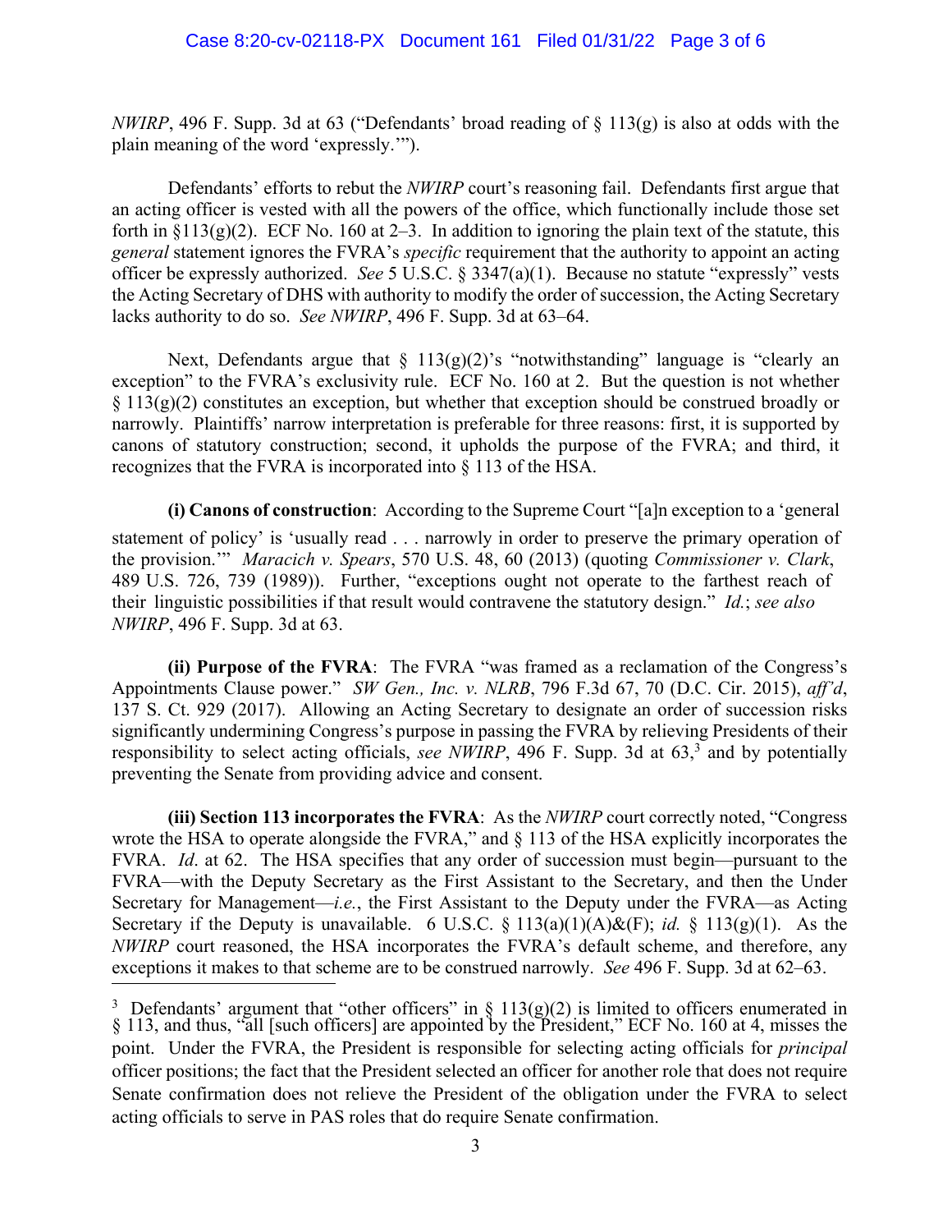*NWIRP*, 496 F. Supp. 3d at 63 ("Defendants' broad reading of § 113(g) is also at odds with the plain meaning of the word 'expressly.'").

Defendants' efforts to rebut the *NWIRP* court's reasoning fail. Defendants first argue that an acting officer is vested with all the powers of the office, which functionally include those set forth in §113(g)(2). ECF No. 160 at 2–3. In addition to ignoring the plain text of the statute, this *general* statement ignores the FVRA's *specific* requirement that the authority to appoint an acting officer be expressly authorized. *See* 5 U.S.C. § 3347(a)(1). Because no statute "expressly" vests the Acting Secretary of DHS with authority to modify the order of succession, the Acting Secretary lacks authority to do so. *See NWIRP*, 496 F. Supp. 3d at 63–64.

Next, Defendants argue that § 113(g)(2)'s "notwithstanding" language is "clearly an exception" to the FVRA's exclusivity rule. ECF No. 160 at 2. But the question is not whether § 113(g)(2) constitutes an exception, but whether that exception should be construed broadly or narrowly. Plaintiffs' narrow interpretation is preferable for three reasons: first, it is supported by canons of statutory construction; second, it upholds the purpose of the FVRA; and third, it recognizes that the FVRA is incorporated into § 113 of the HSA.

**(i) Canons of construction**: According to the Supreme Court "[a]n exception to a 'general statement of policy' is 'usually read . . . narrowly in order to preserve the primary operation of the provision.'" *Maracich v. Spears*, 570 U.S. 48, 60 (2013) (quoting *Commissioner v. Clark*, 489 U.S. 726, 739 (1989)). Further, "exceptions ought not operate to the farthest reach of their linguistic possibilities if that result would contravene the statutory design." *Id.*; *see also NWIRP*, 496 F. Supp. 3d at 63.

**(ii) Purpose of the FVRA**: The FVRA "was framed as a reclamation of the Congress's Appointments Clause power." *SW Gen., Inc. v. NLRB*, 796 F.3d 67, 70 (D.C. Cir. 2015), *aff'd*, 137 S. Ct. 929 (2017). Allowing an Acting Secretary to designate an order of succession risks significantly undermining Congress's purpose in passing the FVRA by relieving Presidents of their responsibility to select acting officials, *see NWIRP*, 496 F. Supp. 3d at 63,[3] and by potentially preventing the Senate from providing advice and consent.

**(iii) Section 113 incorporates the FVRA**: As the *NWIRP* court correctly noted, "Congress wrote the HSA to operate alongside the FVRA," and § 113 of the HSA explicitly incorporates the FVRA. *Id*. at 62. The HSA specifies that any order of succession must begin—pursuant to the FVRA—with the Deputy Secretary as the First Assistant to the Secretary, and then the Under Secretary for Management—*i.e.*, the First Assistant to the Deputy under the FVRA—as Acting Secretary if the Deputy is unavailable. 6 U.S.C. § 113(a)(1)(A)&(F); *id.* § 113(g)(1). As the *NWIRP* court reasoned, the HSA incorporates the FVRA's default scheme, and therefore, any exceptions it makes to that scheme are to be construed narrowly. *See* 496 F. Supp. 3d at 62–63.

[3] Defendants' argument that "other officers" in § 113(g)(2) is limited to officers enumerated in § 113, and thus, "all [such officers] are appointed by the President," ECF No. 160 at 4, misses the point. Under the FVRA, the President is responsible for selecting acting officials for *principal* officer positions; the fact that the President selected an officer for another role that does not require Senate confirmation does not relieve the President of the obligation under the FVRA to select acting officials to serve in PAS roles that do require Senate confirmation.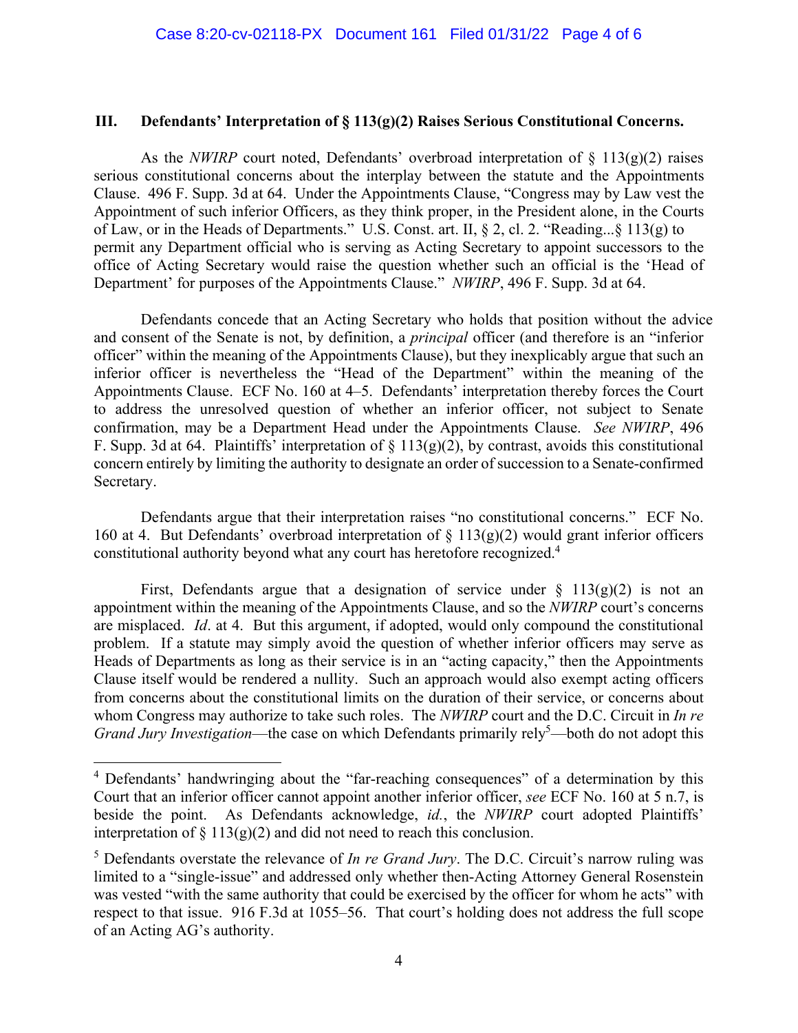### III. Defendants' Interpretation of § 113(g)(2) Raises Serious Constitutional Concerns.

As the *NWIRP* court noted, Defendants' overbroad interpretation of § 113(g)(2) raises serious constitutional concerns about the interplay between the statute and the Appointments Clause. 496 F. Supp. 3d at 64. Under the Appointments Clause, "Congress may by Law vest the Appointment of such inferior Officers, as they think proper, in the President alone, in the Courts of Law, or in the Heads of Departments." U.S. Const. art. II, § 2, cl. 2. "Reading...§ 113(g) to permit any Department official who is serving as Acting Secretary to appoint successors to the office of Acting Secretary would raise the question whether such an official is the 'Head of Department' for purposes of the Appointments Clause." *NWIRP*, 496 F. Supp. 3d at 64.

Defendants concede that an Acting Secretary who holds that position without the advice and consent of the Senate is not, by definition, a *principal* officer (and therefore is an "inferior officer" within the meaning of the Appointments Clause), but they inexplicably argue that such an inferior officer is nevertheless the "Head of the Department" within the meaning of the Appointments Clause. ECF No. 160 at 4–5. Defendants' interpretation thereby forces the Court to address the unresolved question of whether an inferior officer, not subject to Senate confirmation, may be a Department Head under the Appointments Clause. *See NWIRP*, 496 F. Supp. 3d at 64. Plaintiffs' interpretation of § 113(g)(2), by contrast, avoids this constitutional concern entirely by limiting the authority to designate an order of succession to a Senate-confirmed Secretary.

Defendants argue that their interpretation raises "no constitutional concerns." ECF No. 160 at 4. But Defendants' overbroad interpretation of § 113(g)(2) would grant inferior officers constitutional authority beyond what any court has heretofore recognized.[4]

First, Defendants argue that a designation of service under § 113(g)(2) is not an appointment within the meaning of the Appointments Clause, and so the *NWIRP* court's concerns are misplaced. *Id*. at 4. But this argument, if adopted, would only compound the constitutional problem. If a statute may simply avoid the question of whether inferior officers may serve as Heads of Departments as long as their service is in an "acting capacity," then the Appointments Clause itself would be rendered a nullity. Such an approach would also exempt acting officers from concerns about the constitutional limits on the duration of their service, or concerns about whom Congress may authorize to take such roles. The *NWIRP* court and the D.C. Circuit in *In re Grand Jury Investigation*—the case on which Defendants primarily rely[5]—both do not adopt this

---

[4] Defendants' handwringing about the "far-reaching consequences" of a determination by this Court that an inferior officer cannot appoint another inferior officer, *see* ECF No. 160 at 5 n.7, is beside the point. As Defendants acknowledge, *id.*, the *NWIRP* court adopted Plaintiffs' interpretation of § 113(g)(2) and did not need to reach this conclusion.

[5] Defendants overstate the relevance of *In re Grand Jury*. The D.C. Circuit's narrow ruling was limited to a "single-issue" and addressed only whether then-Acting Attorney General Rosenstein was vested "with the same authority that could be exercised by the officer for whom he acts" with respect to that issue. 916 F.3d at 1055–56. That court's holding does not address the full scope of an Acting AG's authority.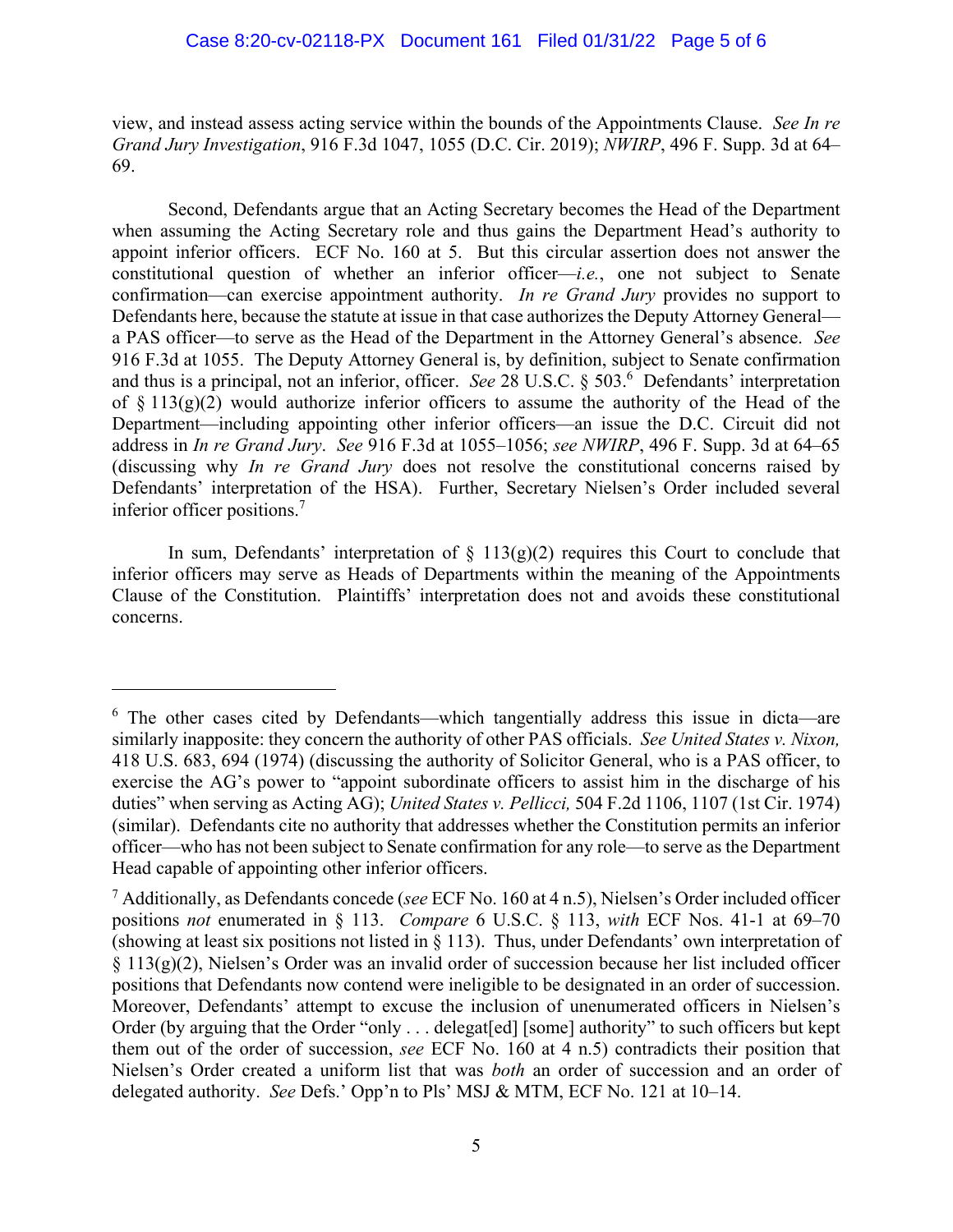view, and instead assess acting service within the bounds of the Appointments Clause. *See In re Grand Jury Investigation*, 916 F.3d 1047, 1055 (D.C. Cir. 2019); *NWIRP*, 496 F. Supp. 3d at 64–69.

Second, Defendants argue that an Acting Secretary becomes the Head of the Department when assuming the Acting Secretary role and thus gains the Department Head's authority to appoint inferior officers. ECF No. 160 at 5. But this circular assertion does not answer the constitutional question of whether an inferior officer—*i.e.*, one not subject to Senate confirmation—can exercise appointment authority. *In re Grand Jury* provides no support to Defendants here, because the statute at issue in that case authorizes the Deputy Attorney General—a PAS officer—to serve as the Head of the Department in the Attorney General's absence. *See* 916 F.3d at 1055. The Deputy Attorney General is, by definition, subject to Senate confirmation and thus is a principal, not an inferior, officer. *See* 28 U.S.C. § 503.[6] Defendants' interpretation of § 113(g)(2) would authorize inferior officers to assume the authority of the Head of the Department—including appointing other inferior officers—an issue the D.C. Circuit did not address in *In re Grand Jury*. *See* 916 F.3d at 1055–1056; *see NWIRP*, 496 F. Supp. 3d at 64–65 (discussing why *In re Grand Jury* does not resolve the constitutional concerns raised by Defendants' interpretation of the HSA). Further, Secretary Nielsen's Order included several inferior officer positions.[7]

In sum, Defendants' interpretation of § 113(g)(2) requires this Court to conclude that inferior officers may serve as Heads of Departments within the meaning of the Appointments Clause of the Constitution. Plaintiffs' interpretation does not and avoids these constitutional concerns.

---

[6] The other cases cited by Defendants—which tangentially address this issue in dicta—are similarly inapposite: they concern the authority of other PAS officials. *See United States v. Nixon,* 418 U.S. 683, 694 (1974) (discussing the authority of Solicitor General, who is a PAS officer, to exercise the AG's power to "appoint subordinate officers to assist him in the discharge of his duties" when serving as Acting AG); *United States v. Pellicci,* 504 F.2d 1106, 1107 (1st Cir. 1974) (similar). Defendants cite no authority that addresses whether the Constitution permits an inferior officer—who has not been subject to Senate confirmation for any role—to serve as the Department Head capable of appointing other inferior officers.

[7] Additionally, as Defendants concede (*see* ECF No. 160 at 4 n.5), Nielsen's Order included officer positions *not* enumerated in § 113. *Compare* 6 U.S.C. § 113, *with* ECF Nos. 41-1 at 69–70 (showing at least six positions not listed in § 113). Thus, under Defendants' own interpretation of § 113(g)(2), Nielsen's Order was an invalid order of succession because her list included officer positions that Defendants now contend were ineligible to be designated in an order of succession. Moreover, Defendants' attempt to excuse the inclusion of unenumerated officers in Nielsen's Order (by arguing that the Order "only . . . delegat[ed] [some] authority" to such officers but kept them out of the order of succession, *see* ECF No. 160 at 4 n.5) contradicts their position that Nielsen's Order created a uniform list that was *both* an order of succession and an order of delegated authority. *See* Defs.' Opp'n to Pls' MSJ & MTM, ECF No. 121 at 10–14.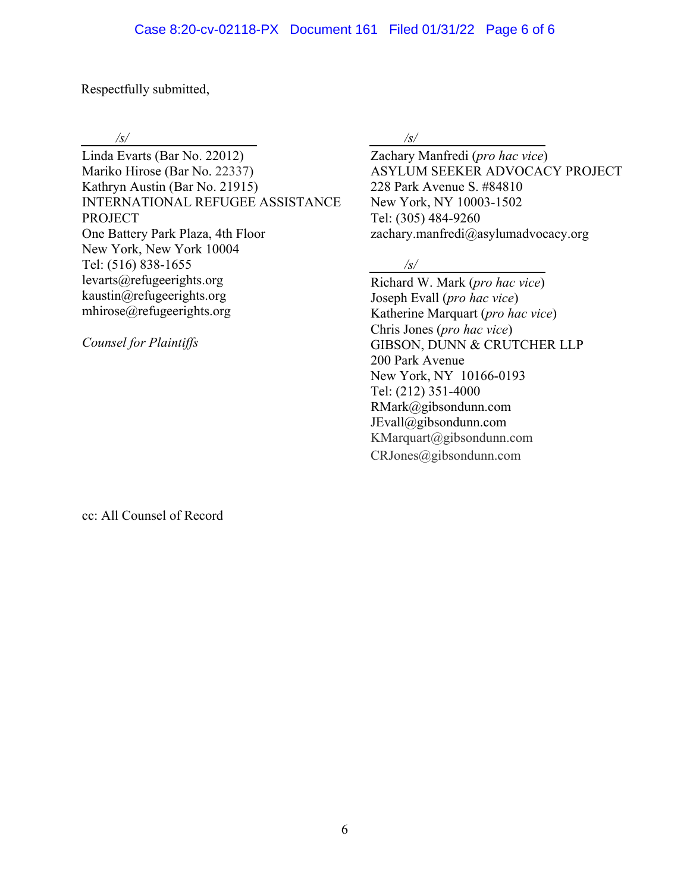Respectfully submitted,

/s/

Linda Evarts (Bar No. 22012)
Mariko Hirose (Bar No. 22337)
Kathryn Austin (Bar No. 21915)
INTERNATIONAL REFUGEE ASSISTANCE PROJECT
One Battery Park Plaza, 4th Floor
New York, New York 10004
Tel: (516) 838-1655
levarts@refugeerights.org
kaustin@refugeerights.org
mhirose@refugeerights.org

*Counsel for Plaintiffs*

/s/

Zachary Manfredi (*pro hac vice*)
ASYLUM SEEKER ADVOCACY PROJECT
228 Park Avenue S. #84810
New York, NY 10003-1502
Tel: (305) 484-9260
zachary.manfredi@asylumadvocacy.org

/s/

Richard W. Mark (*pro hac vice*)
Joseph Evall (*pro hac vice*)
Katherine Marquart (*pro hac vice*)
Chris Jones (*pro hac vice*)
GIBSON, DUNN & CRUTCHER LLP
200 Park Avenue
New York, NY 10166-0193
Tel: (212) 351-4000
RMark@gibsondunn.com
JEvall@gibsondunn.com
KMarquart@gibsondunn.com
CRJones@gibsondunn.com

cc: All Counsel of Record